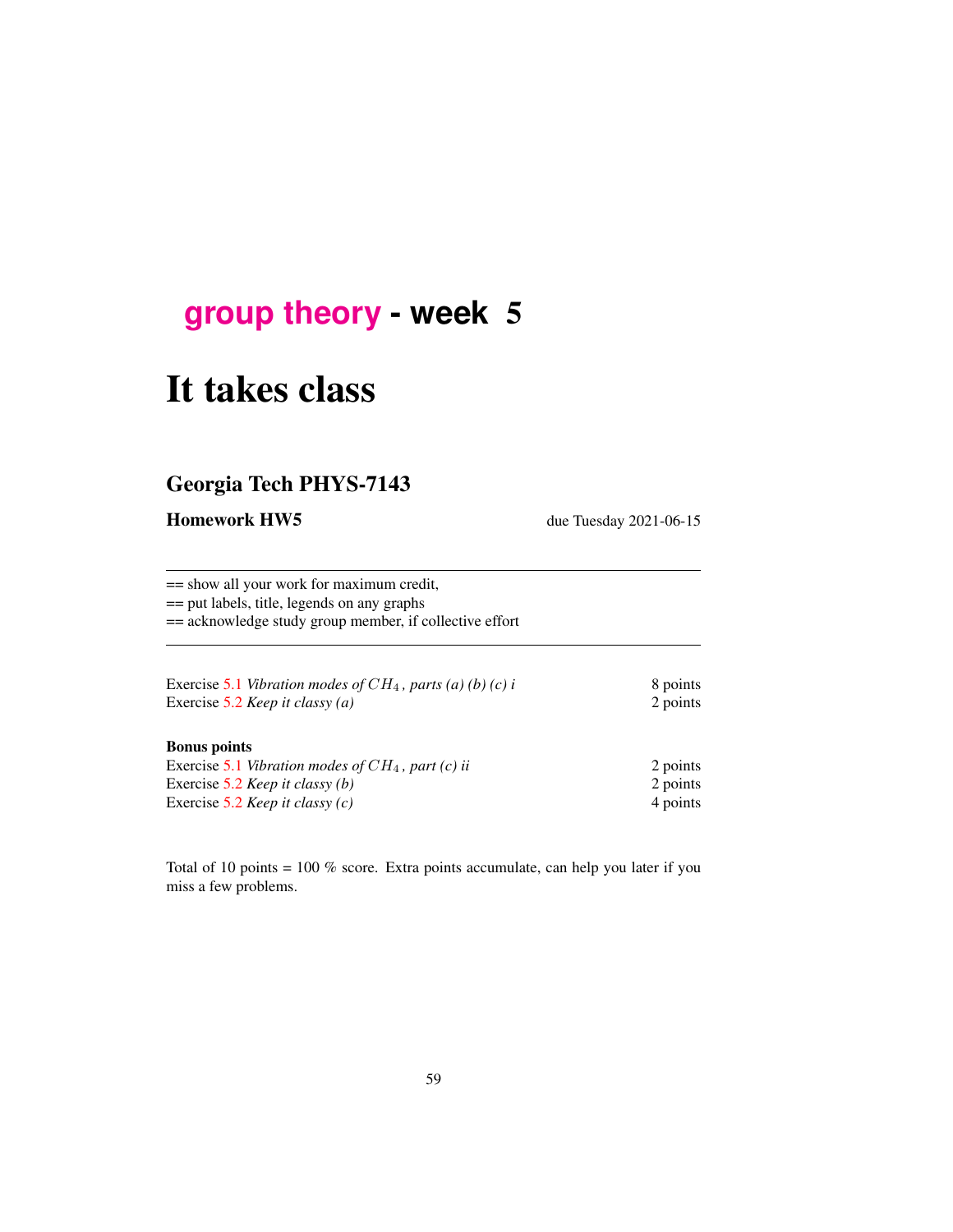# group theory - week 5

# It takes class

## Georgia Tech PHYS-7143

**Homework HW5** due Tuesday 2021-06-15

---

== show all your work for maximum credit,
== put labels, title, legends on any graphs
== acknowledge study group member, if collective effort

---

| | |
|---|---|
| Exercise 5.1 *Vibration modes of $CH_4$, parts (a) (b) (c) i* | 8 points |
| Exercise 5.2 *Keep it classy (a)* | 2 points |

**Bonus points**

| | |
|---|---|
| Exercise 5.1 *Vibration modes of $CH_4$, part (c) ii* | 2 points |
| Exercise 5.2 *Keep it classy (b)* | 2 points |
| Exercise 5.2 *Keep it classy (c)* | 4 points |

Total of 10 points = 100 % score. Extra points accumulate, can help you later if you miss a few problems.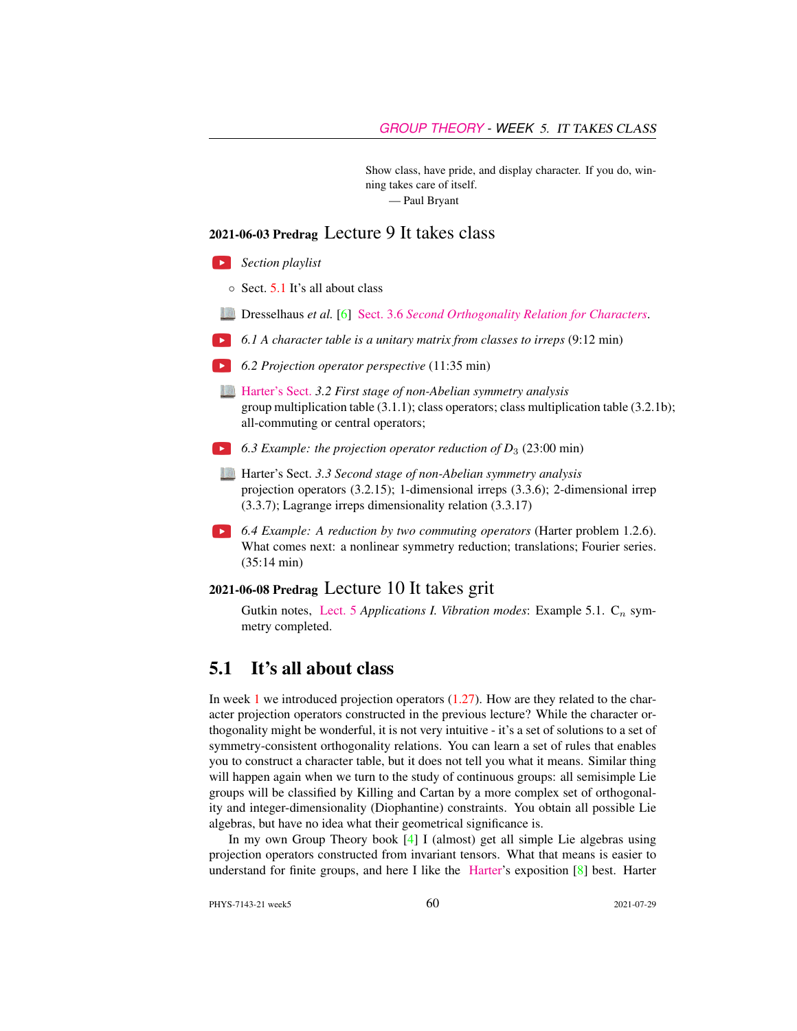Show class, have pride, and display character. If you do, winning takes care of itself.
— Paul Bryant

## 2021-06-03 Predrag Lecture 9 It takes class

- *Section playlist*
  - Sect. 5.1 It's all about class
- Dresselhaus *et al.* [6] Sect. 3.6 *Second Orthogonality Relation for Characters*.
- *6.1 A character table is a unitary matrix from classes to irreps* (9:12 min)
- *6.2 Projection operator perspective* (11:35 min)
- Harter's Sect. *3.2 First stage of non-Abelian symmetry analysis* group multiplication table (3.1.1); class operators; class multiplication table (3.2.1b); all-commuting or central operators;
- *6.3 Example: the projection operator reduction of $D_3$* (23:00 min)
- Harter's Sect. *3.3 Second stage of non-Abelian symmetry analysis* projection operators (3.2.15); 1-dimensional irreps (3.3.6); 2-dimensional irrep (3.3.7); Lagrange irreps dimensionality relation (3.3.17)
- *6.4 Example: A reduction by two commuting operators* (Harter problem 1.2.6). What comes next: a nonlinear symmetry reduction; translations; Fourier series. (35:14 min)

## 2021-06-08 Predrag Lecture 10 It takes grit

Gutkin notes, Lect. 5 *Applications I. Vibration modes*: Example 5.1. $C_n$ symmetry completed.

## 5.1 It's all about class

In week 1 we introduced projection operators (1.27). How are they related to the character projection operators constructed in the previous lecture? While the character orthogonality might be wonderful, it is not very intuitive - it's a set of solutions to a set of symmetry-consistent orthogonality relations. You can learn a set of rules that enables you to construct a character table, but it does not tell you what it means. Similar thing will happen again when we turn to the study of continuous groups: all semisimple Lie groups will be classified by Killing and Cartan by a more complex set of orthogonality and integer-dimensionality (Diophantine) constraints. You obtain all possible Lie algebras, but have no idea what their geometrical significance is.

In my own Group Theory book [4] I (almost) get all simple Lie algebras using projection operators constructed from invariant tensors. What that means is easier to understand for finite groups, and here I like the Harter's exposition [8] best. Harter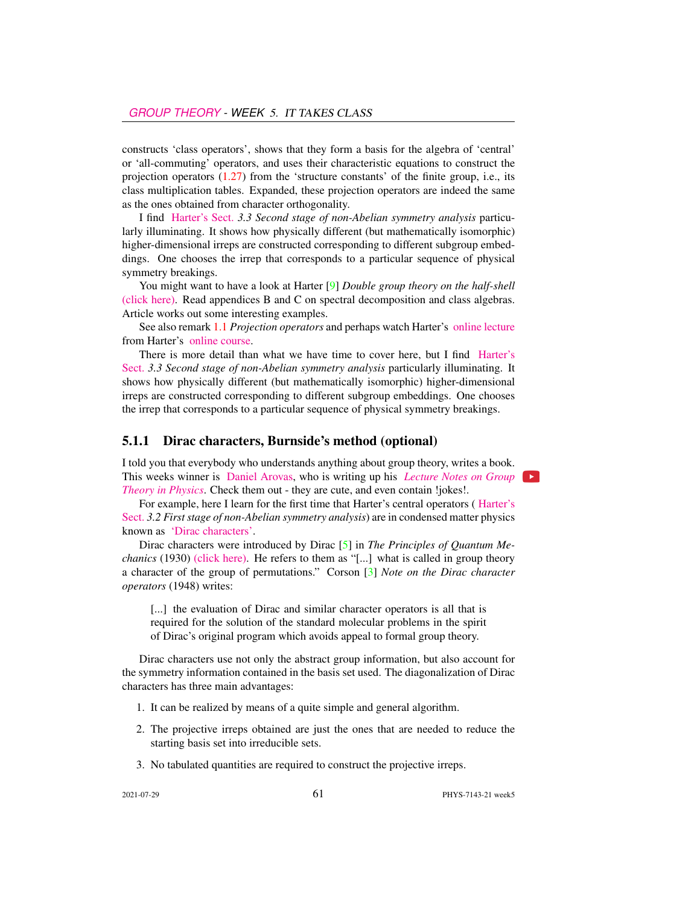constructs 'class operators', shows that they form a basis for the algebra of 'central' or 'all-commuting' operators, and uses their characteristic equations to construct the projection operators (1.27) from the 'structure constants' of the finite group, i.e., its class multiplication tables. Expanded, these projection operators are indeed the same as the ones obtained from character orthogonality.

I find Harter's Sect. *3.3 Second stage of non-Abelian symmetry analysis* particularly illuminating. It shows how physically different (but mathematically isomorphic) higher-dimensional irreps are constructed corresponding to different subgroup embeddings. One chooses the irrep that corresponds to a particular sequence of physical symmetry breakings.

You might want to have a look at Harter [9] *Double group theory on the half-shell* (click here). Read appendices B and C on spectral decomposition and class algebras. Article works out some interesting examples.

See also remark 1.1 *Projection operators* and perhaps watch Harter's online lecture from Harter's online course.

There is more detail than what we have time to cover here, but I find Harter's Sect. *3.3 Second stage of non-Abelian symmetry analysis* particularly illuminating. It shows how physically different (but mathematically isomorphic) higher-dimensional irreps are constructed corresponding to different subgroup embeddings. One chooses the irrep that corresponds to a particular sequence of physical symmetry breakings.

### 5.1.1 Dirac characters, Burnside's method (optional)

I told you that everybody who understands anything about group theory, writes a book. This weeks winner is Daniel Arovas, who is writing up his *Lecture Notes on Group Theory in Physics*. Check them out - they are cute, and even contain !jokes!.

For example, here I learn for the first time that Harter's central operators ( Harter's Sect. *3.2 First stage of non-Abelian symmetry analysis*) are in condensed matter physics known as 'Dirac characters'.

Dirac characters were introduced by Dirac [5] in *The Principles of Quantum Mechanics* (1930) (click here). He refers to them as "[...] what is called in group theory a character of the group of permutations." Corson [3] *Note on the Dirac character operators* (1948) writes:

> [...] the evaluation of Dirac and similar character operators is all that is required for the solution of the standard molecular problems in the spirit of Dirac's original program which avoids appeal to formal group theory.

Dirac characters use not only the abstract group information, but also account for the symmetry information contained in the basis set used. The diagonalization of Dirac characters has three main advantages:

1. It can be realized by means of a quite simple and general algorithm.
2. The projective irreps obtained are just the ones that are needed to reduce the starting basis set into irreducible sets.
3. No tabulated quantities are required to construct the projective irreps.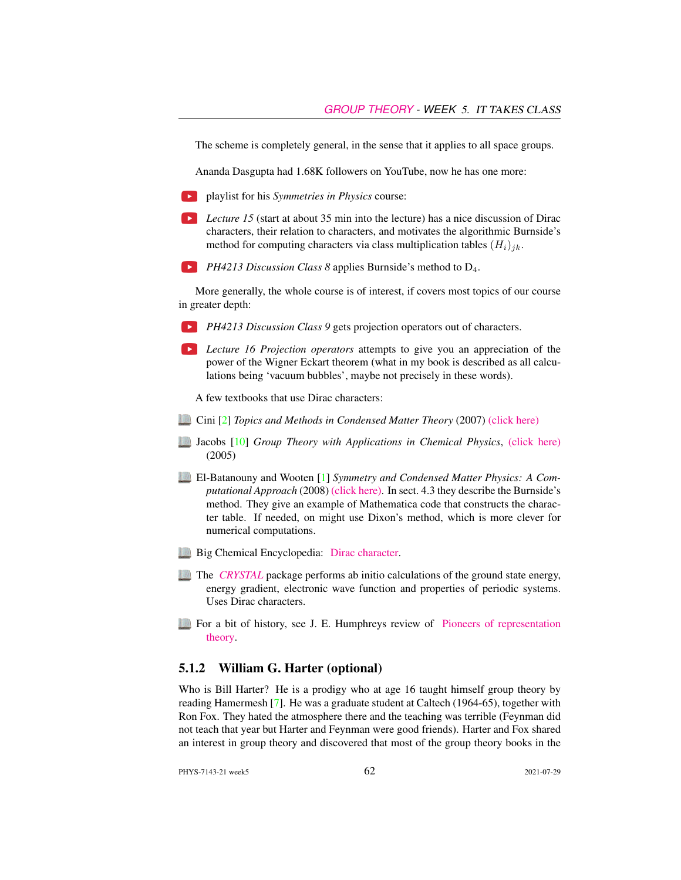The scheme is completely general, in the sense that it applies to all space groups.

Ananda Dasgupta had 1.68K followers on YouTube, now he has one more:

- playlist for his *Symmetries in Physics* course:

- *Lecture 15* (start at about 35 min into the lecture) has a nice discussion of Dirac characters, their relation to characters, and motivates the algorithmic Burnside's method for computing characters via class multiplication tables $(H_i)_{jk}$.

- *PH4213 Discussion Class 8* applies Burnside's method to $D_4$.

More generally, the whole course is of interest, if covers most topics of our course in greater depth:

- *PH4213 Discussion Class 9* gets projection operators out of characters.

- *Lecture 16 Projection operators* attempts to give you an appreciation of the power of the Wigner Eckart theorem (what in my book is described as all calculations being 'vacuum bubbles', maybe not precisely in these words).

A few textbooks that use Dirac characters:

- Cini [2] *Topics and Methods in Condensed Matter Theory* (2007) (click here)

- Jacobs [10] *Group Theory with Applications in Chemical Physics*, (click here) (2005)

- El-Batanouny and Wooten [1] *Symmetry and Condensed Matter Physics: A Computational Approach* (2008) (click here). In sect. 4.3 they describe the Burnside's method. They give an example of Mathematica code that constructs the character table. If needed, on might use Dixon's method, which is more clever for numerical computations.

- Big Chemical Encyclopedia: Dirac character.

- The *CRYSTAL* package performs ab initio calculations of the ground state energy, energy gradient, electronic wave function and properties of periodic systems. Uses Dirac characters.

- For a bit of history, see J. E. Humphreys review of Pioneers of representation theory.

### 5.1.2 William G. Harter (optional)

Who is Bill Harter? He is a prodigy who at age 16 taught himself group theory by reading Hamermesh [7]. He was a graduate student at Caltech (1964-65), together with Ron Fox. They hated the atmosphere there and the teaching was terrible (Feynman did not teach that year but Harter and Feynman were good friends). Harter and Fox shared an interest in group theory and discovered that most of the group theory books in the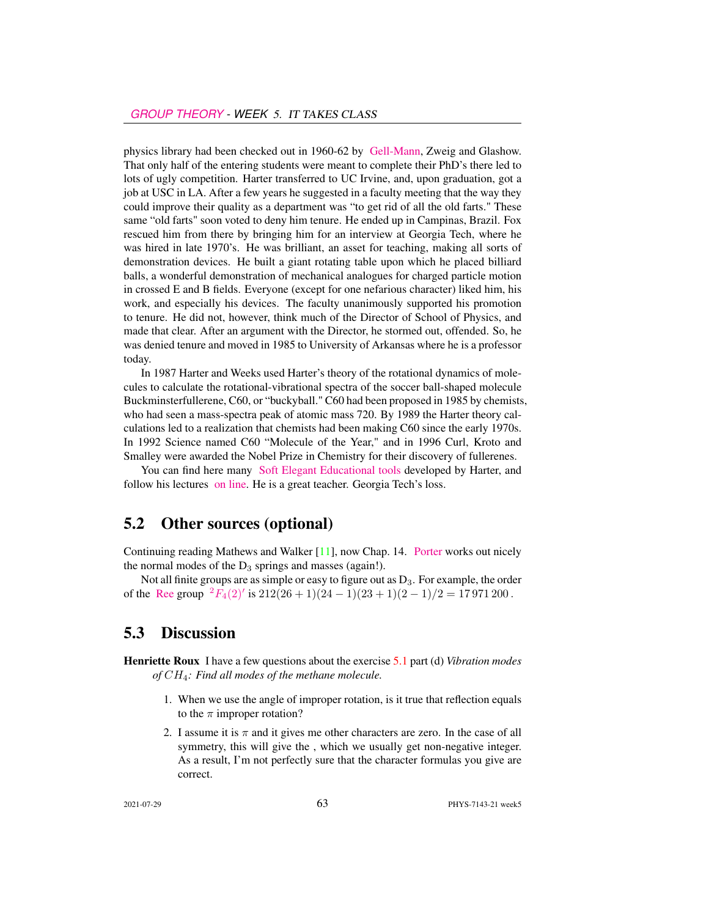physics library had been checked out in 1960-62 by Gell-Mann, Zweig and Glashow. That only half of the entering students were meant to complete their PhD's there led to lots of ugly competition. Harter transferred to UC Irvine, and, upon graduation, got a job at USC in LA. After a few years he suggested in a faculty meeting that the way they could improve their quality as a department was "to get rid of all the old farts." These same "old farts" soon voted to deny him tenure. He ended up in Campinas, Brazil. Fox rescued him from there by bringing him for an interview at Georgia Tech, where he was hired in late 1970's. He was brilliant, an asset for teaching, making all sorts of demonstration devices. He built a giant rotating table upon which he placed billiard balls, a wonderful demonstration of mechanical analogues for charged particle motion in crossed E and B fields. Everyone (except for one nefarious character) liked him, his work, and especially his devices. The faculty unanimously supported his promotion to tenure. He did not, however, think much of the Director of School of Physics, and made that clear. After an argument with the Director, he stormed out, offended. So, he was denied tenure and moved in 1985 to University of Arkansas where he is a professor today.

In 1987 Harter and Weeks used Harter's theory of the rotational dynamics of molecules to calculate the rotational-vibrational spectra of the soccer ball-shaped molecule Buckminsterfullerene, C60, or "buckyball." C60 had been proposed in 1985 by chemists, who had seen a mass-spectra peak of atomic mass 720. By 1989 the Harter theory calculations led to a realization that chemists had been making C60 since the early 1970s. In 1992 Science named C60 "Molecule of the Year," and in 1996 Curl, Kroto and Smalley were awarded the Nobel Prize in Chemistry for their discovery of fullerenes.

You can find here many Soft Elegant Educational tools developed by Harter, and follow his lectures on line. He is a great teacher. Georgia Tech's loss.

## 5.2 Other sources (optional)

Continuing reading Mathews and Walker [11], now Chap. 14. Porter works out nicely the normal modes of the $D_3$ springs and masses (again!).

Not all finite groups are as simple or easy to figure out as $D_3$. For example, the order of the Ree group ${}^2F_4(2)'$ is $212(26+1)(24-1)(23+1)(2-1)/2 = 17\,971\,200$.

## 5.3 Discussion

**Henriette Roux** I have a few questions about the exercise 5.1 part (d) *Vibration modes of $CH_4$: Find all modes of the methane molecule.*

1. When we use the angle of improper rotation, is it true that reflection equals to the $\pi$ improper rotation?
2. I assume it is $\pi$ and it gives me other characters are zero. In the case of all symmetry, this will give the , which we usually get non-negative integer. As a result, I'm not perfectly sure that the character formulas you give are correct.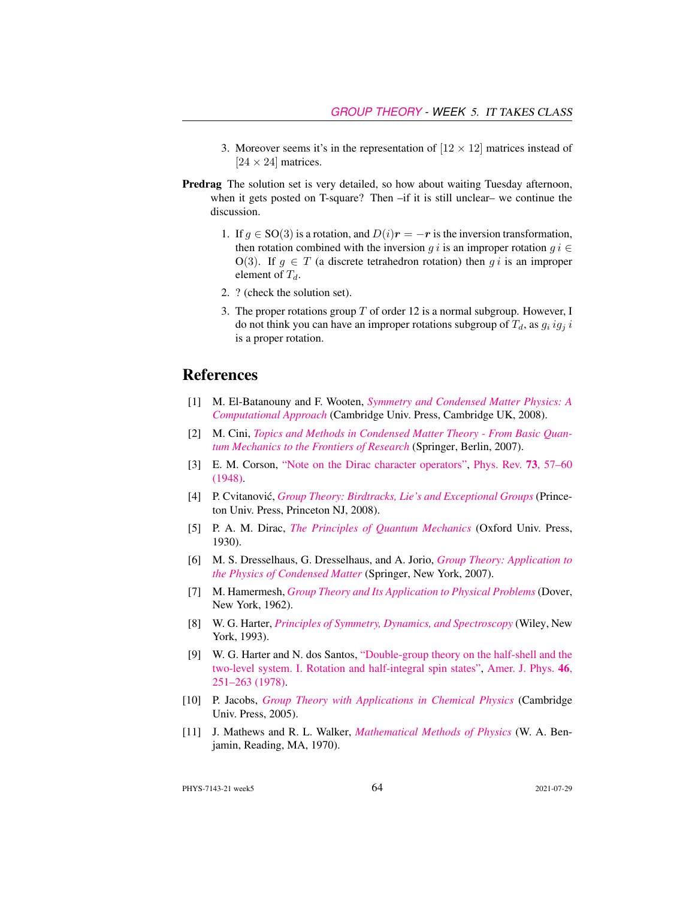3. Moreover seems it's in the representation of $[12 \times 12]$ matrices instead of $[24 \times 24]$ matrices.

**Predrag** The solution set is very detailed, so how about waiting Tuesday afternoon, when it gets posted on T-square? Then –if it is still unclear– we continue the discussion.

1. If $g \in \mathrm{SO}(3)$ is a rotation, and $D(i)\boldsymbol{r} = -\boldsymbol{r}$ is the inversion transformation, then rotation combined with the inversion $g\,i$ is an improper rotation $g\,i \in \mathrm{O}(3)$. If $g \in T$ (a discrete tetrahedron rotation) then $g\,i$ is an improper element of $T_d$.
2. ? (check the solution set).
3. The proper rotations group $T$ of order 12 is a normal subgroup. However, I do not think you can have an improper rotations subgroup of $T_d$, as $g_i\,ig_j\,i$ is a proper rotation.

## References

[1] M. El-Batanouny and F. Wooten, *Symmetry and Condensed Matter Physics: A Computational Approach* (Cambridge Univ. Press, Cambridge UK, 2008).

[2] M. Cini, *Topics and Methods in Condensed Matter Theory - From Basic Quantum Mechanics to the Frontiers of Research* (Springer, Berlin, 2007).

[3] E. M. Corson, "Note on the Dirac character operators", Phys. Rev. **73**, 57–60 (1948).

[4] P. Cvitanović, *Group Theory: Birdtracks, Lie's and Exceptional Groups* (Princeton Univ. Press, Princeton NJ, 2008).

[5] P. A. M. Dirac, *The Principles of Quantum Mechanics* (Oxford Univ. Press, 1930).

[6] M. S. Dresselhaus, G. Dresselhaus, and A. Jorio, *Group Theory: Application to the Physics of Condensed Matter* (Springer, New York, 2007).

[7] M. Hamermesh, *Group Theory and Its Application to Physical Problems* (Dover, New York, 1962).

[8] W. G. Harter, *Principles of Symmetry, Dynamics, and Spectroscopy* (Wiley, New York, 1993).

[9] W. G. Harter and N. dos Santos, "Double-group theory on the half-shell and the two-level system. I. Rotation and half-integral spin states", Amer. J. Phys. **46**, 251–263 (1978).

[10] P. Jacobs, *Group Theory with Applications in Chemical Physics* (Cambridge Univ. Press, 2005).

[11] J. Mathews and R. L. Walker, *Mathematical Methods of Physics* (W. A. Benjamin, Reading, MA, 1970).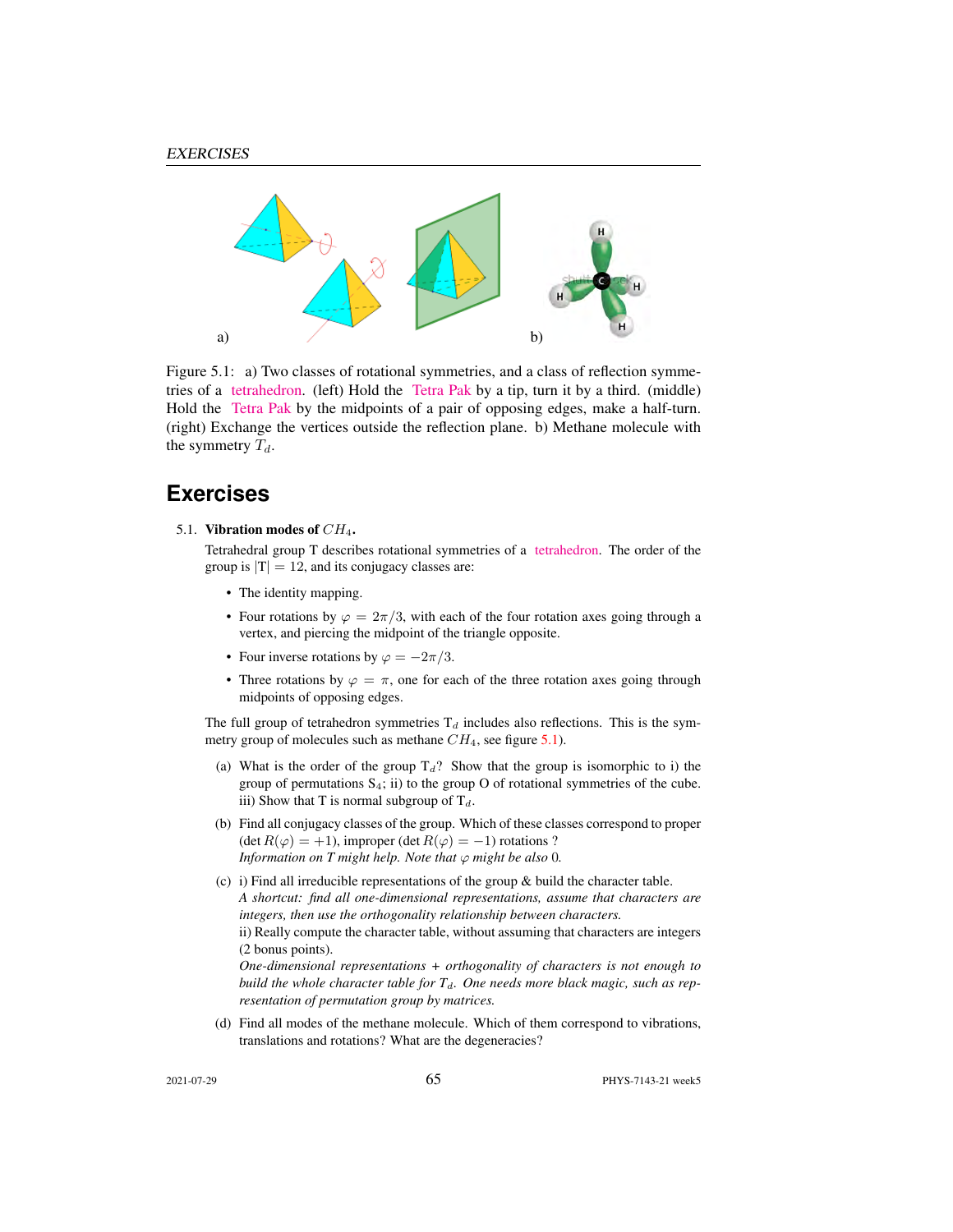Figure 5.1: a) Two classes of rotational symmetries, and a class of reflection symmetries of a tetrahedron. (left) Hold the Tetra Pak by a tip, turn it by a third. (middle) Hold the Tetra Pak by the midpoints of a pair of opposing edges, make a half-turn. (right) Exchange the vertices outside the reflection plane. b) Methane molecule with the symmetry $T_d$.

## Exercises

5.1. **Vibration modes of $CH_4$.**

Tetrahedral group T describes rotational symmetries of a tetrahedron. The order of the group is $|T| = 12$, and its conjugacy classes are:

- The identity mapping.
- Four rotations by $\varphi = 2\pi/3$, with each of the four rotation axes going through a vertex, and piercing the midpoint of the triangle opposite.
- Four inverse rotations by $\varphi = -2\pi/3$.
- Three rotations by $\varphi = \pi$, one for each of the three rotation axes going through midpoints of opposing edges.

The full group of tetrahedron symmetries $T_d$ includes also reflections. This is the symmetry group of molecules such as methane $CH_4$, see figure 5.1).

(a) What is the order of the group $T_d$? Show that the group is isomorphic to i) the group of permutations $S_4$; ii) to the group O of rotational symmetries of the cube. iii) Show that T is normal subgroup of $T_d$.

(b) Find all conjugacy classes of the group. Which of these classes correspond to proper (det $R(\varphi) = +1$), improper (det $R(\varphi) = -1$) rotations ?
*Information on T might help. Note that $\varphi$ might be also 0.*

(c) i) Find all irreducible representations of the group & build the character table.
*A shortcut: find all one-dimensional representations, assume that characters are integers, then use the orthogonality relationship between characters.*
ii) Really compute the character table, without assuming that characters are integers (2 bonus points).
*One-dimensional representations + orthogonality of characters is not enough to build the whole character table for $T_d$. One needs more black magic, such as representation of permutation group by matrices.*

(d) Find all modes of the methane molecule. Which of them correspond to vibrations, translations and rotations? What are the degeneracies?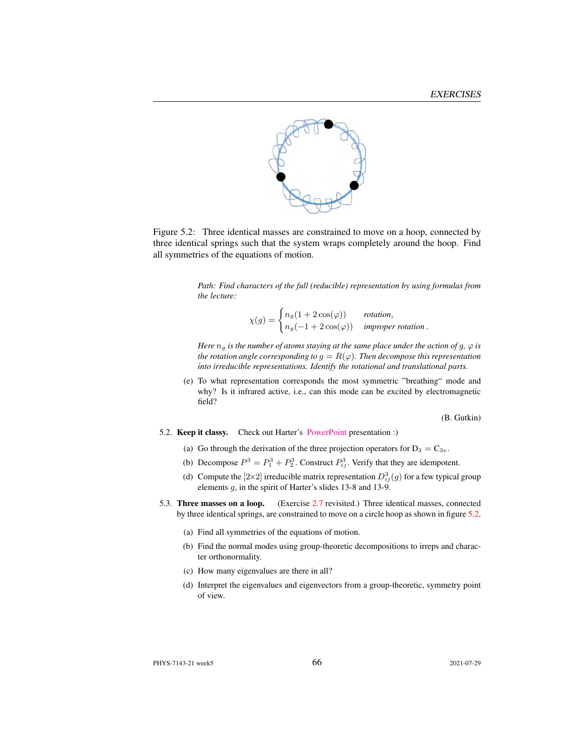Figure 5.2: Three identical masses are constrained to move on a hoop, connected by three identical springs such that the system wraps completely around the hoop. Find all symmetries of the equations of motion.

*Path: Find characters of the full (reducible) representation by using formulas from the lecture:*

$$\chi(g) = \begin{cases} n_g(1 + 2\cos(\varphi)) & \textit{rotation}, \\ n_g(-1 + 2\cos(\varphi)) & \textit{improper rotation}. \end{cases}$$

*Here $n_g$ is the number of atoms staying at the same place under the action of $g$, $\varphi$ is the rotation angle corresponding to $g = R(\varphi)$. Then decompose this representation into irreducible representations. Identify the rotational and translational parts.*

(e) To what representation corresponds the most symmetric "breathing" mode and why? Is it infrared active, i.e., can this mode can be excited by electromagnetic field?

(B. Gutkin)

5.2. **Keep it classy.** Check out Harter's PowerPoint presentation :)

(a) Go through the derivation of the three projection operators for $D_3 = C_{3v}$.

(b) Decompose $P^3 = P^3_1 + P^3_2$. Construct $P^3_{ij}$. Verify that they are idempotent.

(d) Compute the $[2\times2]$ irreducible matrix representation $D^3_{ij}(g)$ for a few typical group elements $g$, in the spirit of Harter's slides 13-8 and 13-9.

5.3. **Three masses on a loop.** (Exercise 2.7 revisited.) Three identical masses, connected by three identical springs, are constrained to move on a circle hoop as shown in figure 5.2.

(a) Find all symmetries of the equations of motion.

(b) Find the normal modes using group-theoretic decompositions to irreps and character orthonormality.

(c) How many eigenvalues are there in all?

(d) Interpret the eigenvalues and eigenvectors from a group-theoretic, symmetry point of view.